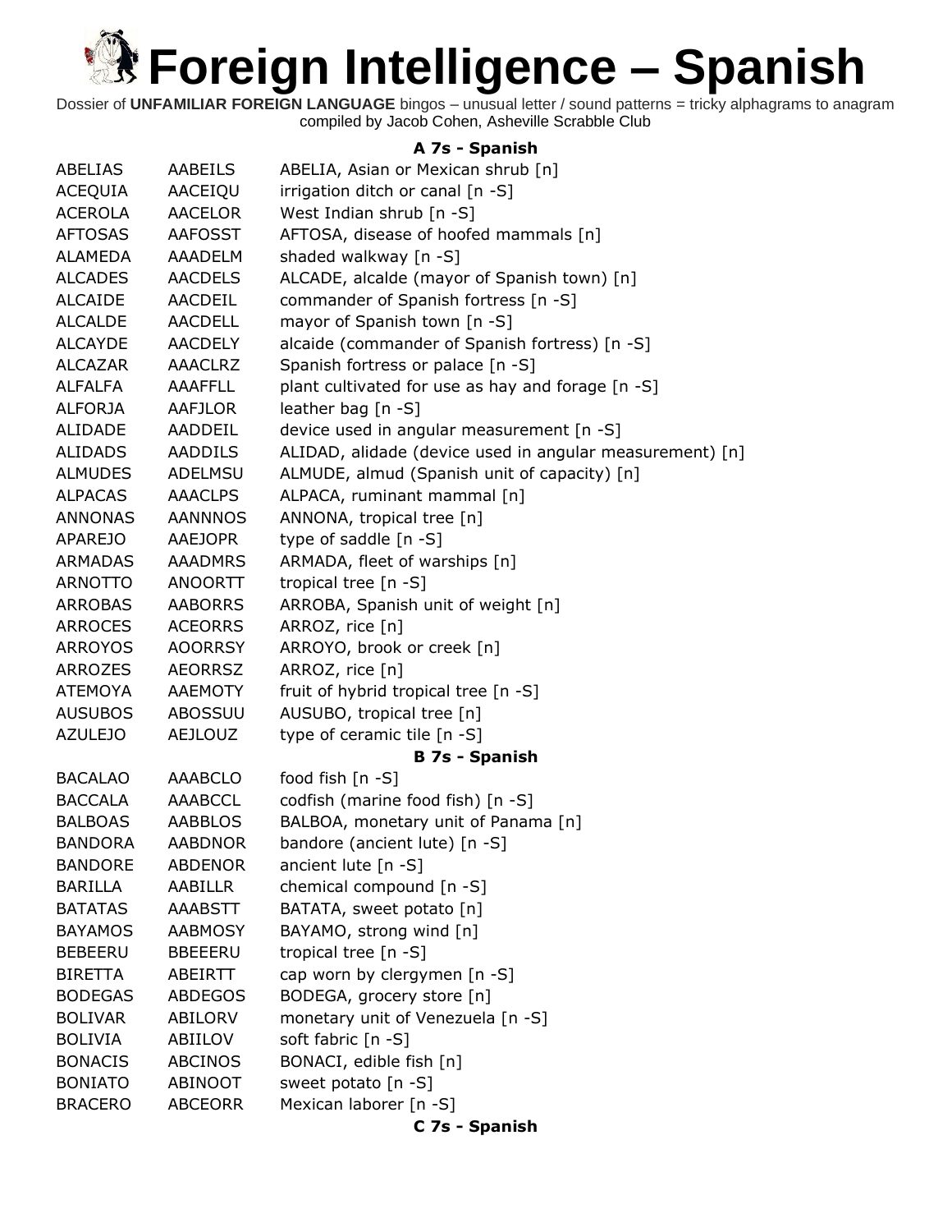# Foreign Intelligence – Spanish

Dossier of **UNFAMILIAR FOREIGN LANGUAGE** bingos – unusual letter / sound patterns = tricky alphagrams to anagram
compiled by Jacob Cohen, Asheville Scrabble Club

### A 7s - Spanish

| | | |
|---|---|---|
| ABELIAS | AABEILS | ABELIA, Asian or Mexican shrub [n] |
| ACEQUIA | AACEIQU | irrigation ditch or canal [n -S] |
| ACEROLA | AACELOR | West Indian shrub [n -S] |
| AFTOSAS | AAFOSST | AFTOSA, disease of hoofed mammals [n] |
| ALAMEDA | AAADELM | shaded walkway [n -S] |
| ALCADES | AACDELS | ALCADE, alcalde (mayor of Spanish town) [n] |
| ALCAIDE | AACDEIL | commander of Spanish fortress [n -S] |
| ALCALDE | AACDELL | mayor of Spanish town [n -S] |
| ALCAYDE | AACDELY | alcaide (commander of Spanish fortress) [n -S] |
| ALCAZAR | AAACLRZ | Spanish fortress or palace [n -S] |
| ALFALFA | AAAFFLL | plant cultivated for use as hay and forage [n -S] |
| ALFORJA | AAFJLOR | leather bag [n -S] |
| ALIDADE | AADDEIL | device used in angular measurement [n -S] |
| ALIDADS | AADDILS | ALIDAD, alidade (device used in angular measurement) [n] |
| ALMUDES | ADELMSU | ALMUDE, almud (Spanish unit of capacity) [n] |
| ALPACAS | AAACLPS | ALPACA, ruminant mammal [n] |
| ANNONAS | AANNNOS | ANNONA, tropical tree [n] |
| APAREJO | AAEJOPR | type of saddle [n -S] |
| ARMADAS | AAADMRS | ARMADA, fleet of warships [n] |
| ARNOTTO | ANOORTT | tropical tree [n -S] |
| ARROBAS | AABORRS | ARROBA, Spanish unit of weight [n] |
| ARROCES | ACEORRS | ARROZ, rice [n] |
| ARROYOS | AOORRSY | ARROYO, brook or creek [n] |
| ARROZES | AEORRSZ | ARROZ, rice [n] |
| ATEMOYA | AAEMOTY | fruit of hybrid tropical tree [n -S] |
| AUSUBOS | ABOSSUU | AUSUBO, tropical tree [n] |
| AZULEJO | AEJLOUZ | type of ceramic tile [n -S] |

### B 7s - Spanish

| | | |
|---|---|---|
| BACALAO | AAABCLO | food fish [n -S] |
| BACCALA | AAABCCL | codfish (marine food fish) [n -S] |
| BALBOAS | AABBLOS | BALBOA, monetary unit of Panama [n] |
| BANDORA | AABDNOR | bandore (ancient lute) [n -S] |
| BANDORE | ABDENOR | ancient lute [n -S] |
| BARILLA | AABILLR | chemical compound [n -S] |
| BATATAS | AAABSTT | BATATA, sweet potato [n] |
| BAYAMOS | AABMOSY | BAYAMO, strong wind [n] |
| BEBEERU | BBEEERU | tropical tree [n -S] |
| BIRETTA | ABEIRTT | cap worn by clergymen [n -S] |
| BODEGAS | ABDEGOS | BODEGA, grocery store [n] |
| BOLIVAR | ABILORV | monetary unit of Venezuela [n -S] |
| BOLIVIA | ABIILOV | soft fabric [n -S] |
| BONACIS | ABCINOS | BONACI, edible fish [n] |
| BONIATO | ABINOOT | sweet potato [n -S] |
| BRACERO | ABCEORR | Mexican laborer [n -S] |

### C 7s - Spanish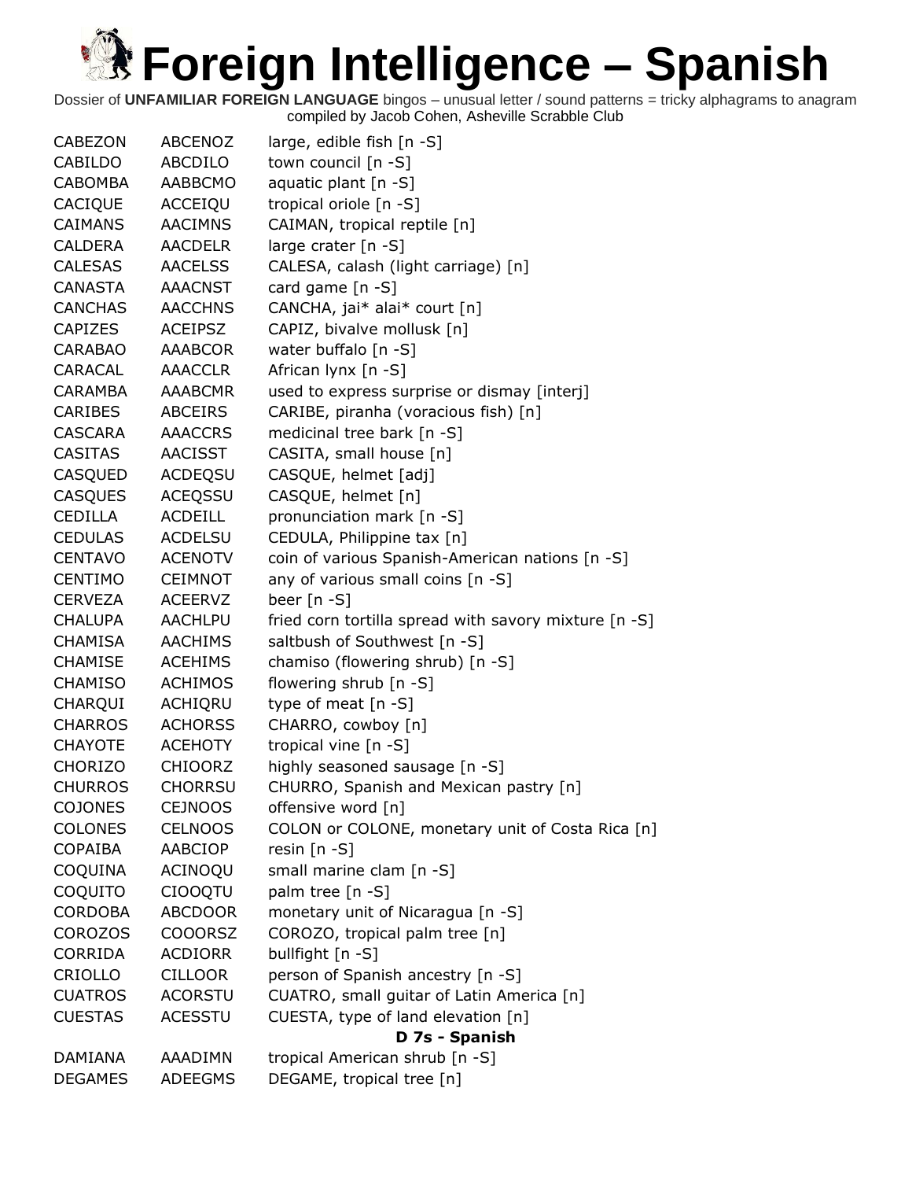# Foreign Intelligence – Spanish

Dossier of **UNFAMILIAR FOREIGN LANGUAGE** bingos – unusual letter / sound patterns = tricky alphagrams to anagram
compiled by Jacob Cohen, Asheville Scrabble Club

| | | |
|---|---|---|
| CABEZON | ABCENOZ | large, edible fish [n -S] |
| CABILDO | ABCDILO | town council [n -S] |
| CABOMBA | AABBCMO | aquatic plant [n -S] |
| CACIQUE | ACCEIQU | tropical oriole [n -S] |
| CAIMANS | AACIMNS | CAIMAN, tropical reptile [n] |
| CALDERA | AACDELR | large crater [n -S] |
| CALESAS | AACELSS | CALESA, calash (light carriage) [n] |
| CANASTA | AAACNST | card game [n -S] |
| CANCHAS | AACCHNS | CANCHA, jai* alai* court [n] |
| CAPIZES | ACEIPSZ | CAPIZ, bivalve mollusk [n] |
| CARABAO | AAABCOR | water buffalo [n -S] |
| CARACAL | AAACCLR | African lynx [n -S] |
| CARAMBA | AAABCMR | used to express surprise or dismay [interj] |
| CARIBES | ABCEIRS | CARIBE, piranha (voracious fish) [n] |
| CASCARA | AAACCRS | medicinal tree bark [n -S] |
| CASITAS | AACISST | CASITA, small house [n] |
| CASQUED | ACDEQSU | CASQUE, helmet [adj] |
| CASQUES | ACEQSSU | CASQUE, helmet [n] |
| CEDILLA | ACDEILL | pronunciation mark [n -S] |
| CEDULAS | ACDELSU | CEDULA, Philippine tax [n] |
| CENTAVO | ACENOTV | coin of various Spanish-American nations [n -S] |
| CENTIMO | CEIMNOT | any of various small coins [n -S] |
| CERVEZA | ACEERVZ | beer [n -S] |
| CHALUPA | AACHLPU | fried corn tortilla spread with savory mixture [n -S] |
| CHAMISA | AACHIMS | saltbush of Southwest [n -S] |
| CHAMISE | ACEHIMS | chamiso (flowering shrub) [n -S] |
| CHAMISO | ACHIMOS | flowering shrub [n -S] |
| CHARQUI | ACHIQRU | type of meat [n -S] |
| CHARROS | ACHORSS | CHARRO, cowboy [n] |
| CHAYOTE | ACEHOTY | tropical vine [n -S] |
| CHORIZO | CHIOORZ | highly seasoned sausage [n -S] |
| CHURROS | CHORRSU | CHURRO, Spanish and Mexican pastry [n] |
| COJONES | CEJNOOS | offensive word [n] |
| COLONES | CELNOOS | COLON or COLONE, monetary unit of Costa Rica [n] |
| COPAIBA | AABCIOP | resin [n -S] |
| COQUINA | ACINOQU | small marine clam [n -S] |
| COQUITO | CIOOQTU | palm tree [n -S] |
| CORDOBA | ABCDOOR | monetary unit of Nicaragua [n -S] |
| COROZOS | COOORSZ | COROZO, tropical palm tree [n] |
| CORRIDA | ACDIORR | bullfight [n -S] |
| CRIOLLO | CILLOOR | person of Spanish ancestry [n -S] |
| CUATROS | ACORSTU | CUATRO, small guitar of Latin America [n] |
| CUESTAS | ACESSTU | CUESTA, type of land elevation [n] |
| | | **D 7s - Spanish** |
| DAMIANA | AAADIMN | tropical American shrub [n -S] |
| DEGAMES | ADEEGMS | DEGAME, tropical tree [n] |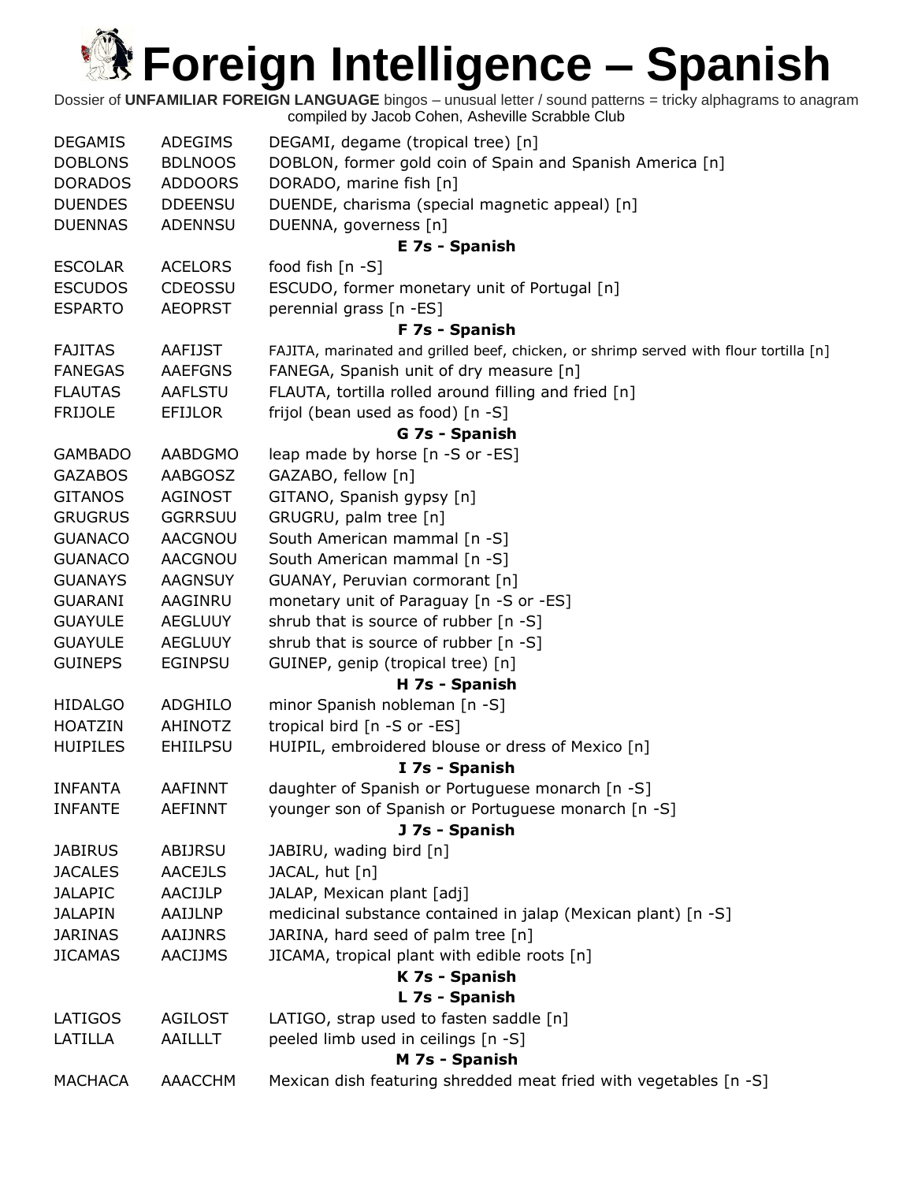# Foreign Intelligence – Spanish

Dossier of **UNFAMILIAR FOREIGN LANGUAGE** bingos – unusual letter / sound patterns = tricky alphagrams to anagram
compiled by Jacob Cohen, Asheville Scrabble Club

| | | |
|---|---|---|
| DEGAMIS | ADEGIMS | DEGAMI, degame (tropical tree) [n] |
| DOBLONS | BDLNOOS | DOBLON, former gold coin of Spain and Spanish America [n] |
| DORADOS | ADDOORS | DORADO, marine fish [n] |
| DUENDES | DDEENSU | DUENDE, charisma (special magnetic appeal) [n] |
| DUENNAS | ADENNSU | DUENNA, governess [n] |
| | | **E 7s - Spanish** |
| ESCOLAR | ACELORS | food fish [n -S] |
| ESCUDOS | CDEOSSU | ESCUDO, former monetary unit of Portugal [n] |
| ESPARTO | AEOPRST | perennial grass [n -ES] |
| | | **F 7s - Spanish** |
| FAJITAS | AAFIJST | FAJITA, marinated and grilled beef, chicken, or shrimp served with flour tortilla [n] |
| FANEGAS | AAEFGNS | FANEGA, Spanish unit of dry measure [n] |
| FLAUTAS | AAFLSTU | FLAUTA, tortilla rolled around filling and fried [n] |
| FRIJOLE | EFIJLOR | frijol (bean used as food) [n -S] |
| | | **G 7s - Spanish** |
| GAMBADO | AABDGMO | leap made by horse [n -S or -ES] |
| GAZABOS | AABGOSZ | GAZABO, fellow [n] |
| GITANOS | AGINOST | GITANO, Spanish gypsy [n] |
| GRUGRUS | GGRRSUU | GRUGRU, palm tree [n] |
| GUANACO | AACGNOU | South American mammal [n -S] |
| GUANACO | AACGNOU | South American mammal [n -S] |
| GUANAYS | AAGNSUY | GUANAY, Peruvian cormorant [n] |
| GUARANI | AAGINRU | monetary unit of Paraguay [n -S or -ES] |
| GUAYULE | AEGLUUY | shrub that is source of rubber [n -S] |
| GUAYULE | AEGLUUY | shrub that is source of rubber [n -S] |
| GUINEPS | EGINPSU | GUINEP, genip (tropical tree) [n] |
| | | **H 7s - Spanish** |
| HIDALGO | ADGHILO | minor Spanish nobleman [n -S] |
| HOATZIN | AHINOTZ | tropical bird [n -S or -ES] |
| HUIPILES | EHIILPSU | HUIPIL, embroidered blouse or dress of Mexico [n] |
| | | **I 7s - Spanish** |
| INFANTA | AAFINNT | daughter of Spanish or Portuguese monarch [n -S] |
| INFANTE | AEFINNT | younger son of Spanish or Portuguese monarch [n -S] |
| | | **J 7s - Spanish** |
| JABIRUS | ABIJRSU | JABIRU, wading bird [n] |
| JACALES | AACEJLS | JACAL, hut [n] |
| JALAPIC | AACIJLP | JALAP, Mexican plant [adj] |
| JALAPIN | AAIJLNP | medicinal substance contained in jalap (Mexican plant) [n -S] |
| JARINAS | AAIJNRS | JARINA, hard seed of palm tree [n] |
| JICAMAS | AACIJMS | JICAMA, tropical plant with edible roots [n] |
| | | **K 7s - Spanish** |
| | | **L 7s - Spanish** |
| LATIGOS | AGILOST | LATIGO, strap used to fasten saddle [n] |
| LATILLA | AAILLLT | peeled limb used in ceilings [n -S] |
| | | **M 7s - Spanish** |
| MACHACA | AAACCHM | Mexican dish featuring shredded meat fried with vegetables [n -S] |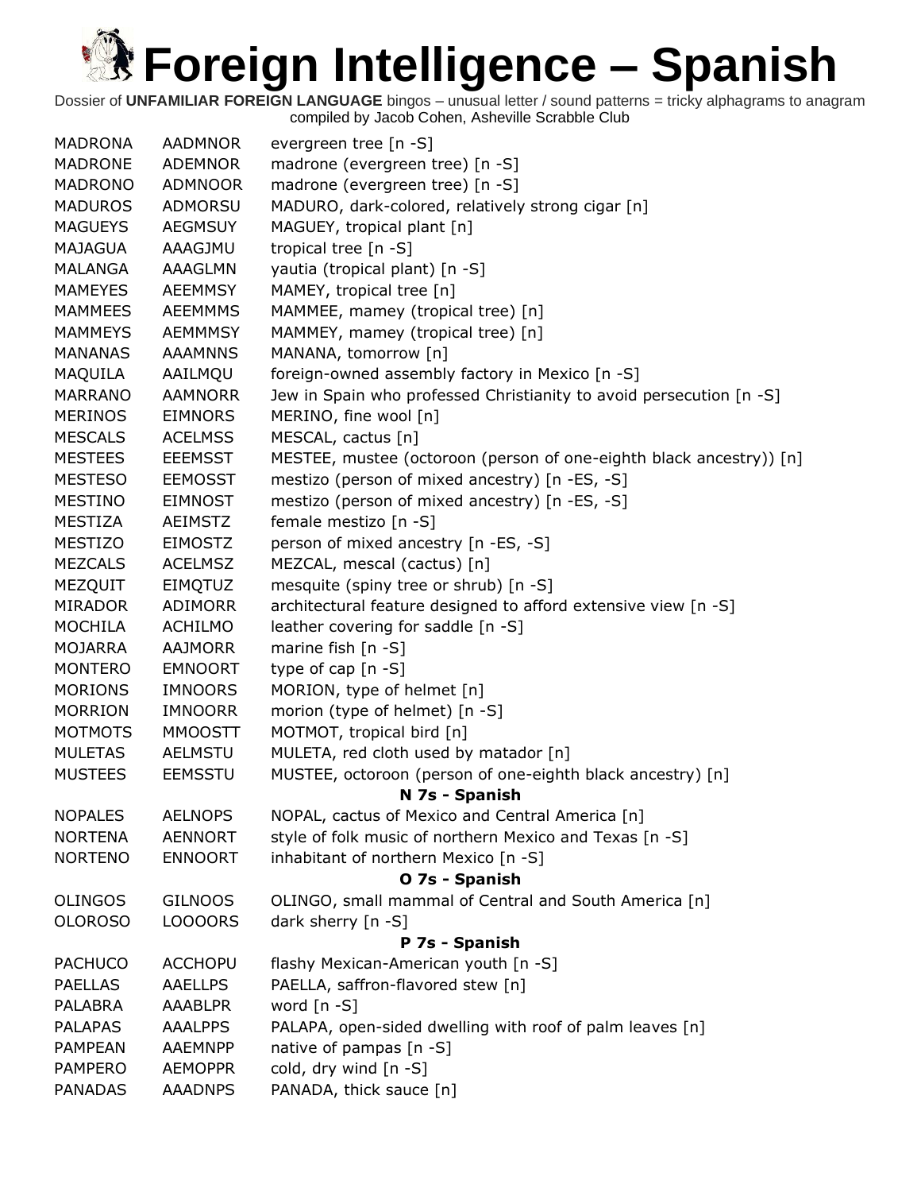# Foreign Intelligence – Spanish

Dossier of **UNFAMILIAR FOREIGN LANGUAGE** bingos – unusual letter / sound patterns = tricky alphagrams to anagram
compiled by Jacob Cohen, Asheville Scrabble Club

| | | |
|---|---|---|
| MADRONA | AADMNOR | evergreen tree [n -S] |
| MADRONE | ADEMNOR | madrone (evergreen tree) [n -S] |
| MADRONO | ADMNOOR | madrone (evergreen tree) [n -S] |
| MADUROS | ADMORSU | MADURO, dark-colored, relatively strong cigar [n] |
| MAGUEYS | AEGMSUY | MAGUEY, tropical plant [n] |
| MAJAGUA | AAAGJMU | tropical tree [n -S] |
| MALANGA | AAAGLMN | yautia (tropical plant) [n -S] |
| MAMEYES | AEEMMSY | MAMEY, tropical tree [n] |
| MAMMEES | AEEMMMS | MAMMEE, mamey (tropical tree) [n] |
| MAMMEYS | AEMMMSY | MAMMEY, mamey (tropical tree) [n] |
| MANANAS | AAAMNNS | MANANA, tomorrow [n] |
| MAQUILA | AAILMQU | foreign-owned assembly factory in Mexico [n -S] |
| MARRANO | AAMNORR | Jew in Spain who professed Christianity to avoid persecution [n -S] |
| MERINOS | EIMNORS | MERINO, fine wool [n] |
| MESCALS | ACELMSS | MESCAL, cactus [n] |
| MESTEES | EEEMSST | MESTEE, mustee (octoroon (person of one-eighth black ancestry)) [n] |
| MESTESO | EEMOSST | mestizo (person of mixed ancestry) [n -ES, -S] |
| MESTINO | EIMNOST | mestizo (person of mixed ancestry) [n -ES, -S] |
| MESTIZA | AEIMSTZ | female mestizo [n -S] |
| MESTIZO | EIMOSTZ | person of mixed ancestry [n -ES, -S] |
| MEZCALS | ACELMSZ | MEZCAL, mescal (cactus) [n] |
| MEZQUIT | EIMQTUZ | mesquite (spiny tree or shrub) [n -S] |
| MIRADOR | ADIMORR | architectural feature designed to afford extensive view [n -S] |
| MOCHILA | ACHILMO | leather covering for saddle [n -S] |
| MOJARRA | AAJMORR | marine fish [n -S] |
| MONTERO | EMNOORT | type of cap [n -S] |
| MORIONS | IMNOORS | MORION, type of helmet [n] |
| MORRION | IMNOORR | morion (type of helmet) [n -S] |
| MOTMOTS | MMOOSTT | MOTMOT, tropical bird [n] |
| MULETAS | AELMSTU | MULETA, red cloth used by matador [n] |
| MUSTEES | EEMSSTU | MUSTEE, octoroon (person of one-eighth black ancestry) [n] |
| | | **N 7s - Spanish** |
| NOPALES | AELNOPS | NOPAL, cactus of Mexico and Central America [n] |
| NORTENA | AENNORT | style of folk music of northern Mexico and Texas [n -S] |
| NORTENO | ENNOORT | inhabitant of northern Mexico [n -S] |
| | | **O 7s - Spanish** |
| OLINGOS | GILNOOS | OLINGO, small mammal of Central and South America [n] |
| OLOROSO | LOOOORS | dark sherry [n -S] |
| | | **P 7s - Spanish** |
| PACHUCO | ACCHOPU | flashy Mexican-American youth [n -S] |
| PAELLAS | AAELLPS | PAELLA, saffron-flavored stew [n] |
| PALABRA | AAABLPR | word [n -S] |
| PALAPAS | AAALPPS | PALAPA, open-sided dwelling with roof of palm leaves [n] |
| PAMPEAN | AAEMNPP | native of pampas [n -S] |
| PAMPERO | AEMOPPR | cold, dry wind [n -S] |
| PANADAS | AAADNPS | PANADA, thick sauce [n] |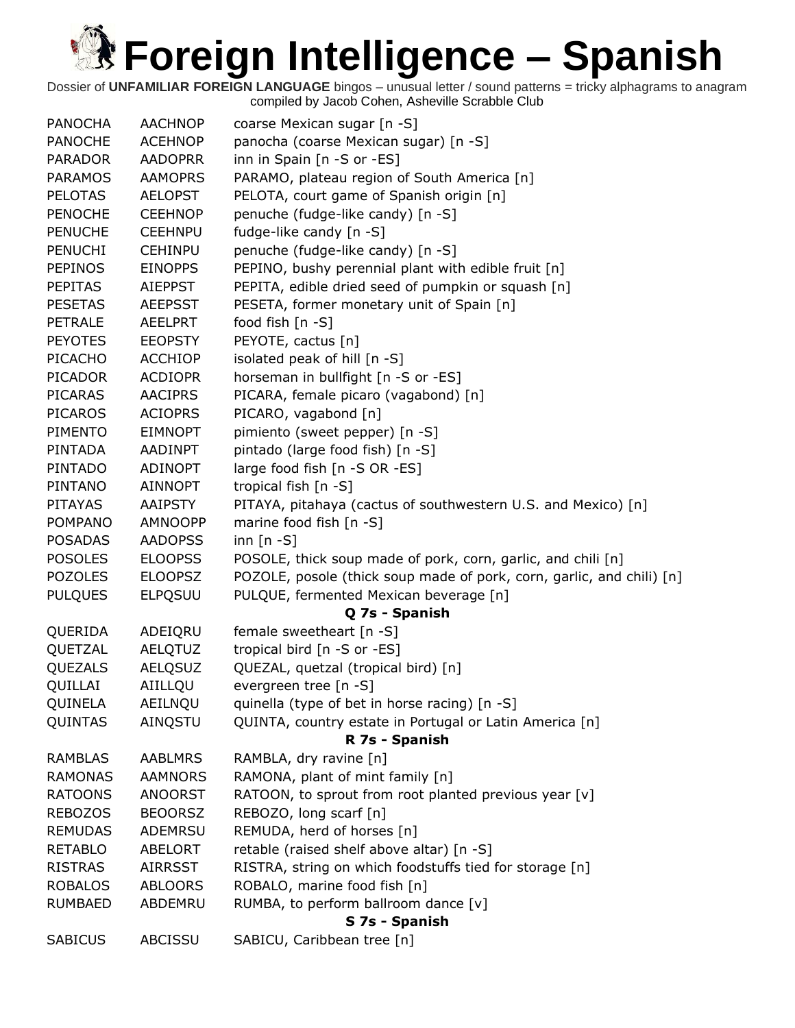# Foreign Intelligence – Spanish

Dossier of **UNFAMILIAR FOREIGN LANGUAGE** bingos – unusual letter / sound patterns = tricky alphagrams to anagram
compiled by Jacob Cohen, Asheville Scrabble Club

| | | |
|---|---|---|
| PANOCHA | AACHNOP | coarse Mexican sugar [n -S] |
| PANOCHE | ACEHNOP | panocha (coarse Mexican sugar) [n -S] |
| PARADOR | AADOPRR | inn in Spain [n -S or -ES] |
| PARAMOS | AAMOPRS | PARAMO, plateau region of South America [n] |
| PELOTAS | AELOPST | PELOTA, court game of Spanish origin [n] |
| PENOCHE | CEEHNOP | penuche (fudge-like candy) [n -S] |
| PENUCHE | CEEHNPU | fudge-like candy [n -S] |
| PENUCHI | CEHINPU | penuche (fudge-like candy) [n -S] |
| PEPINOS | EINOPPS | PEPINO, bushy perennial plant with edible fruit [n] |
| PEPITAS | AIEPPST | PEPITA, edible dried seed of pumpkin or squash [n] |
| PESETAS | AEEPSST | PESETA, former monetary unit of Spain [n] |
| PETRALE | AEELPRT | food fish [n -S] |
| PEYOTES | EEOPSTY | PEYOTE, cactus [n] |
| PICACHO | ACCHIOP | isolated peak of hill [n -S] |
| PICADOR | ACDIOPR | horseman in bullfight [n -S or -ES] |
| PICARAS | AACIPRS | PICARA, female picaro (vagabond) [n] |
| PICAROS | ACIOPRS | PICARO, vagabond [n] |
| PIMENTO | EIMNOPT | pimiento (sweet pepper) [n -S] |
| PINTADA | AADINPT | pintado (large food fish) [n -S] |
| PINTADO | ADINOPT | large food fish [n -S OR -ES] |
| PINTANO | AINNOPT | tropical fish [n -S] |
| PITAYAS | AAIPSTY | PITAYA, pitahaya (cactus of southwestern U.S. and Mexico) [n] |
| POMPANO | AMNOOPP | marine food fish [n -S] |
| POSADAS | AADOPSS | inn [n -S] |
| POSOLES | ELOOPSS | POSOLE, thick soup made of pork, corn, garlic, and chili [n] |
| POZOLES | ELOOPSZ | POZOLE, posole (thick soup made of pork, corn, garlic, and chili) [n] |
| PULQUES | ELPQSUU | PULQUE, fermented Mexican beverage [n] |
| | | **Q 7s - Spanish** |
| QUERIDA | ADEIQRU | female sweetheart [n -S] |
| QUETZAL | AELQTUZ | tropical bird [n -S or -ES] |
| QUEZALS | AELQSUZ | QUEZAL, quetzal (tropical bird) [n] |
| QUILLAI | AIILLQU | evergreen tree [n -S] |
| QUINELA | AEILNQU | quinella (type of bet in horse racing) [n -S] |
| QUINTAS | AINQSTU | QUINTA, country estate in Portugal or Latin America [n] |
| | | **R 7s - Spanish** |
| RAMBLAS | AABLMRS | RAMBLA, dry ravine [n] |
| RAMONAS | AAMNORS | RAMONA, plant of mint family [n] |
| RATOONS | ANOORST | RATOON, to sprout from root planted previous year [v] |
| REBOZOS | BEOORSZ | REBOZO, long scarf [n] |
| REMUDAS | ADEMRSU | REMUDA, herd of horses [n] |
| RETABLO | ABELORT | retable (raised shelf above altar) [n -S] |
| RISTRAS | AIRRSST | RISTRA, string on which foodstuffs tied for storage [n] |
| ROBALOS | ABLOORS | ROBALO, marine food fish [n] |
| RUMBAED | ABDEMRU | RUMBA, to perform ballroom dance [v] |
| | | **S 7s - Spanish** |
| SABICUS | ABCISSU | SABICU, Caribbean tree [n] |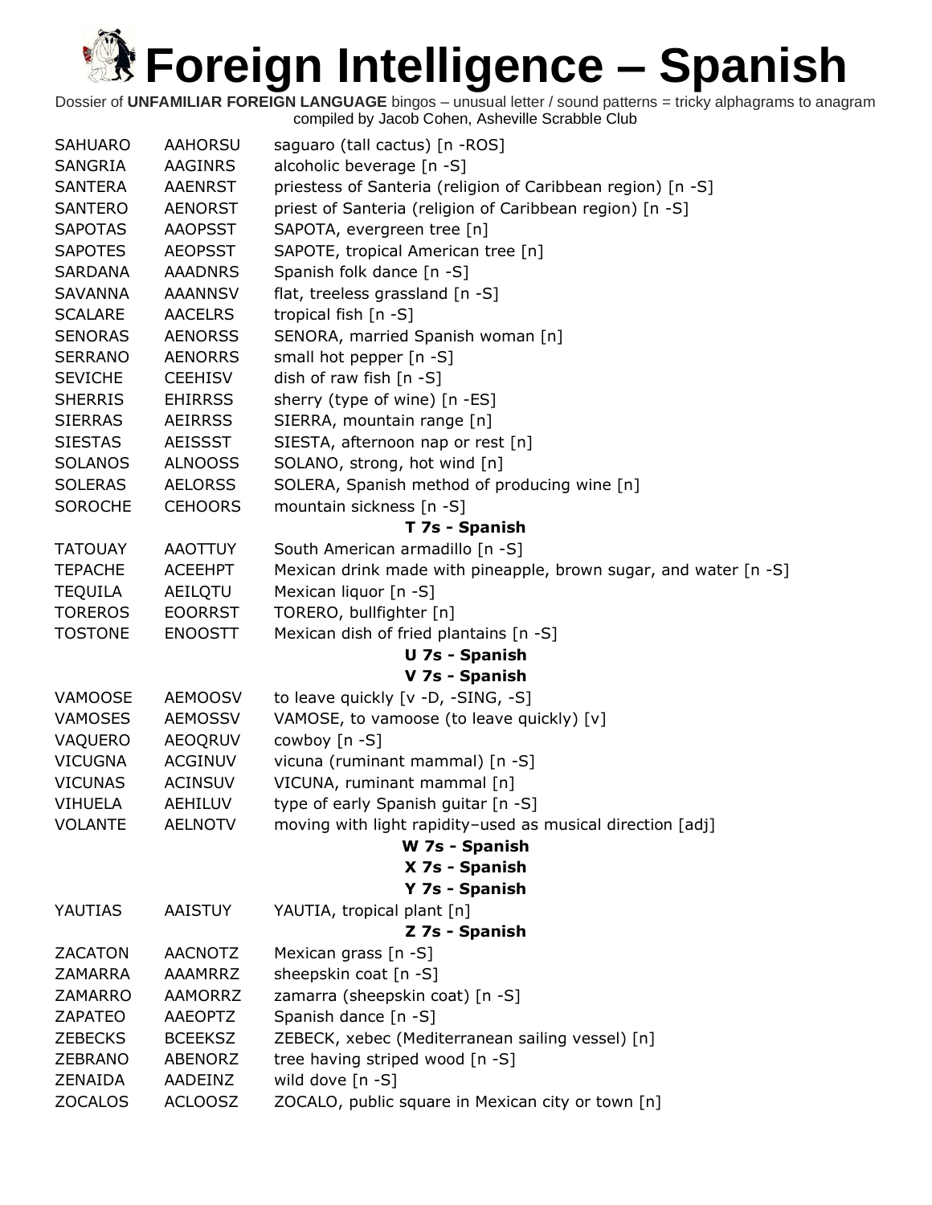# Foreign Intelligence – Spanish

Dossier of **UNFAMILIAR FOREIGN LANGUAGE** bingos – unusual letter / sound patterns = tricky alphagrams to anagram
compiled by Jacob Cohen, Asheville Scrabble Club

| | | |
|---|---|---|
| SAHUARO | AAHORSU | saguaro (tall cactus) [n -ROS] |
| SANGRIA | AAGINRS | alcoholic beverage [n -S] |
| SANTERA | AAENRST | priestess of Santeria (religion of Caribbean region) [n -S] |
| SANTERO | AENORST | priest of Santeria (religion of Caribbean region) [n -S] |
| SAPOTAS | AAOPSST | SAPOTA, evergreen tree [n] |
| SAPOTES | AEOPSST | SAPOTE, tropical American tree [n] |
| SARDANA | AAADNRS | Spanish folk dance [n -S] |
| SAVANNA | AAANNSV | flat, treeless grassland [n -S] |
| SCALARE | AACELRS | tropical fish [n -S] |
| SENORAS | AENORSS | SENORA, married Spanish woman [n] |
| SERRANO | AENORRS | small hot pepper [n -S] |
| SEVICHE | CEEHISV | dish of raw fish [n -S] |
| SHERRIS | EHIRRSS | sherry (type of wine) [n -ES] |
| SIERRAS | AEIRRSS | SIERRA, mountain range [n] |
| SIESTAS | AEISSST | SIESTA, afternoon nap or rest [n] |
| SOLANOS | ALNOOSS | SOLANO, strong, hot wind [n] |
| SOLERAS | AELORSS | SOLERA, Spanish method of producing wine [n] |
| SOROCHE | CEHOORS | mountain sickness [n -S] |
| | | **T 7s - Spanish** |
| TATOUAY | AAOTTUY | South American armadillo [n -S] |
| TEPACHE | ACEEHPT | Mexican drink made with pineapple, brown sugar, and water [n -S] |
| TEQUILA | AEILQTU | Mexican liquor [n -S] |
| TOREROS | EOORRST | TORERO, bullfighter [n] |
| TOSTONE | ENOOSTT | Mexican dish of fried plantains [n -S] |
| | | **U 7s - Spanish** |
| | | **V 7s - Spanish** |
| VAMOOSE | AEMOOSV | to leave quickly [v -D, -SING, -S] |
| VAMOSES | AEMOSSV | VAMOSE, to vamoose (to leave quickly) [v] |
| VAQUERO | AEOQRUV | cowboy [n -S] |
| VICUGNA | ACGINUV | vicuna (ruminant mammal) [n -S] |
| VICUNAS | ACINSUV | VICUNA, ruminant mammal [n] |
| VIHUELA | AEHILUV | type of early Spanish guitar [n -S] |
| VOLANTE | AELNOTV | moving with light rapidity–used as musical direction [adj] |
| | | **W 7s - Spanish** |
| | | **X 7s - Spanish** |
| | | **Y 7s - Spanish** |
| YAUTIAS | AAISTUY | YAUTIA, tropical plant [n] |
| | | **Z 7s - Spanish** |
| ZACATON | AACNOTZ | Mexican grass [n -S] |
| ZAMARRA | AAAMRRZ | sheepskin coat [n -S] |
| ZAMARRO | AAMORRZ | zamarra (sheepskin coat) [n -S] |
| ZAPATEO | AAEOPTZ | Spanish dance [n -S] |
| ZEBECKS | BCEEKSZ | ZEBECK, xebec (Mediterranean sailing vessel) [n] |
| ZEBRANO | ABENORZ | tree having striped wood [n -S] |
| ZENAIDA | AADEINZ | wild dove [n -S] |
| ZOCALOS | ACLOOSZ | ZOCALO, public square in Mexican city or town [n] |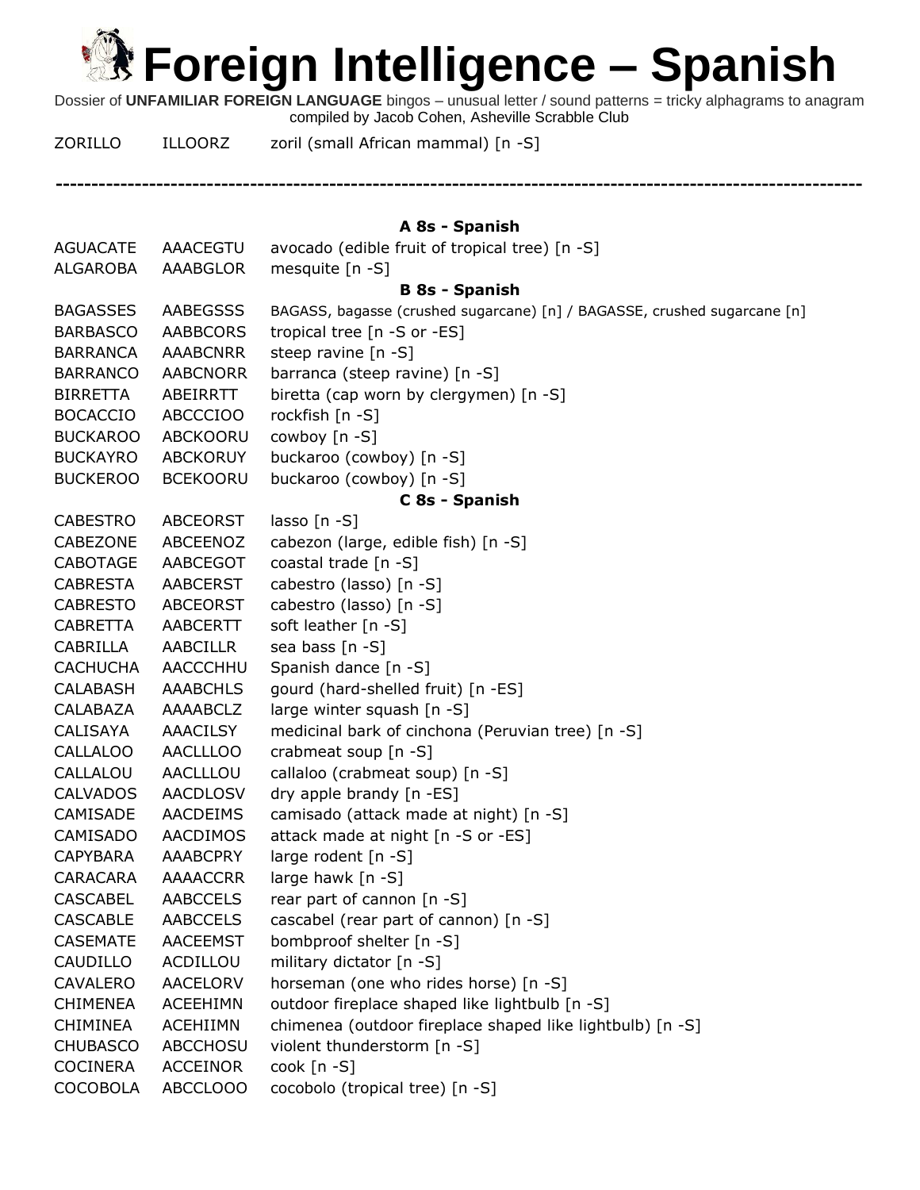# Foreign Intelligence – Spanish

Dossier of **UNFAMILIAR FOREIGN LANGUAGE** bingos – unusual letter / sound patterns = tricky alphagrams to anagram
compiled by Jacob Cohen, Asheville Scrabble Club

| | | |
|---|---|---|
| ZORILLO | ILLOORZ | zoril (small African mammal) [n -S] |

---

**A 8s - Spanish**

| | | |
|---|---|---|
| AGUACATE | AAACEGTU | avocado (edible fruit of tropical tree) [n -S] |
| ALGAROBA | AAABGLOR | mesquite [n -S] |

**B 8s - Spanish**

| | | |
|---|---|---|
| BAGASSES | AABEGSSS | BAGASS, bagasse (crushed sugarcane) [n] / BAGASSE, crushed sugarcane [n] |
| BARBASCO | AABBCORS | tropical tree [n -S or -ES] |
| BARRANCA | AAABCNRR | steep ravine [n -S] |
| BARRANCO | AABCNORR | barranca (steep ravine) [n -S] |
| BIRRETTA | ABEIRRTT | biretta (cap worn by clergymen) [n -S] |
| BOCACCIO | ABCCCIOO | rockfish [n -S] |
| BUCKAROO | ABCKOORU | cowboy [n -S] |
| BUCKAYRO | ABCKORUY | buckaroo (cowboy) [n -S] |
| BUCKEROO | BCEKOORU | buckaroo (cowboy) [n -S] |

**C 8s - Spanish**

| | | |
|---|---|---|
| CABESTRO | ABCEORST | lasso [n -S] |
| CABEZONE | ABCEENOZ | cabezon (large, edible fish) [n -S] |
| CABOTAGE | AABCEGOT | coastal trade [n -S] |
| CABRESTA | AABCERST | cabestro (lasso) [n -S] |
| CABRESTO | ABCEORST | cabestro (lasso) [n -S] |
| CABRETTA | AABCERTT | soft leather [n -S] |
| CABRILLA | AABCILLR | sea bass [n -S] |
| CACHUCHA | AACCCHHU | Spanish dance [n -S] |
| CALABASH | AAABCHLS | gourd (hard-shelled fruit) [n -ES] |
| CALABAZA | AAAABCLZ | large winter squash [n -S] |
| CALISAYA | AAACILSY | medicinal bark of cinchona (Peruvian tree) [n -S] |
| CALLALOO | AACLLLOO | crabmeat soup [n -S] |
| CALLALOU | AACLLLOU | callaloo (crabmeat soup) [n -S] |
| CALVADOS | AACDLOSV | dry apple brandy [n -ES] |
| CAMISADE | AACDEIMS | camisado (attack made at night) [n -S] |
| CAMISADO | AACDIMOS | attack made at night [n -S or -ES] |
| CAPYBARA | AAABCPRY | large rodent [n -S] |
| CARACARA | AAAACCRR | large hawk [n -S] |
| CASCABEL | AABCCELS | rear part of cannon [n -S] |
| CASCABLE | AABCCELS | cascabel (rear part of cannon) [n -S] |
| CASEMATE | AACEEMST | bombproof shelter [n -S] |
| CAUDILLO | ACDILLOU | military dictator [n -S] |
| CAVALERO | AACELORV | horseman (one who rides horse) [n -S] |
| CHIMENEA | ACEEHIMN | outdoor fireplace shaped like lightbulb [n -S] |
| CHIMINEA | ACEHIIMN | chimenea (outdoor fireplace shaped like lightbulb) [n -S] |
| CHUBASCO | ABCCHOSU | violent thunderstorm [n -S] |
| COCINERA | ACCEINOR | cook [n -S] |
| COCOBOLA | ABCCLOOO | cocobolo (tropical tree) [n -S] |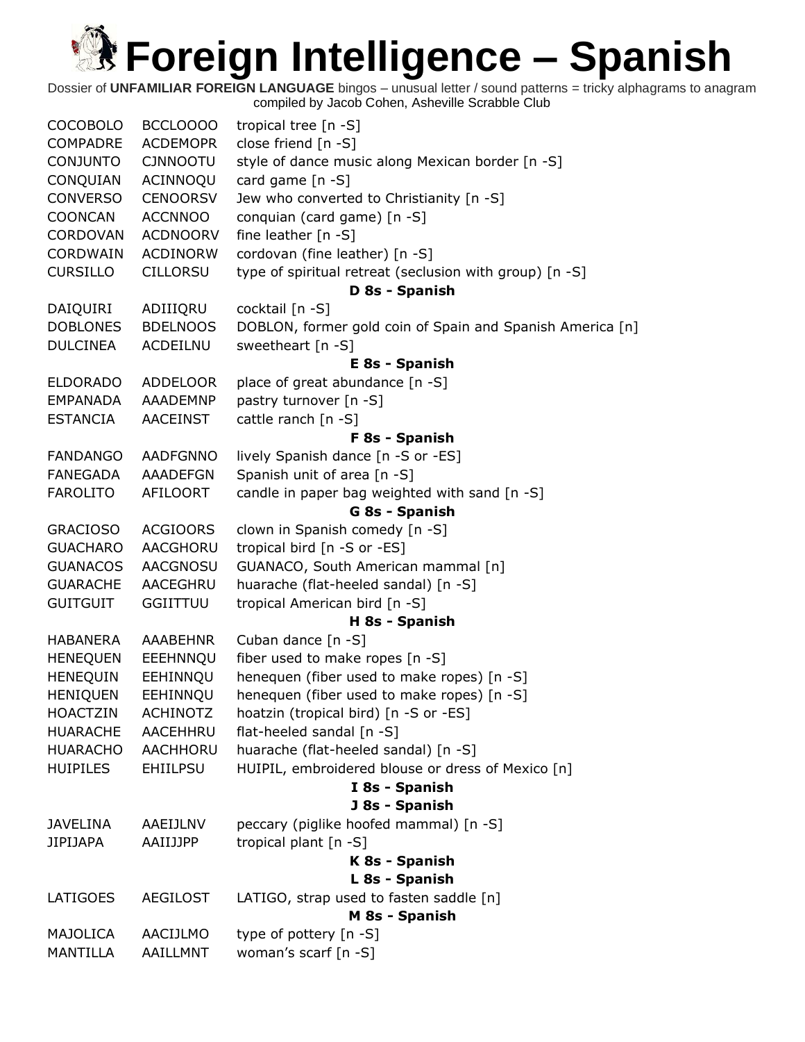# Foreign Intelligence – Spanish

Dossier of **UNFAMILIAR FOREIGN LANGUAGE** bingos – unusual letter / sound patterns = tricky alphagrams to anagram
compiled by Jacob Cohen, Asheville Scrabble Club

| | | |
|---|---|---|
| COCOBOLO | BCCLOOOO | tropical tree [n -S] |
| COMPADRE | ACDEMOPR | close friend [n -S] |
| CONJUNTO | CJNNOOTU | style of dance music along Mexican border [n -S] |
| CONQUIAN | ACINNOQU | card game [n -S] |
| CONVERSO | CENOORSV | Jew who converted to Christianity [n -S] |
| COONCAN | ACCNNOO | conquian (card game) [n -S] |
| CORDOVAN | ACDNOORV | fine leather [n -S] |
| CORDWAIN | ACDINORW | cordovan (fine leather) [n -S] |
| CURSILLO | CILLORSU | type of spiritual retreat (seclusion with group) [n -S] |
| | | **D 8s - Spanish** |
| DAIQUIRI | ADIIIQRU | cocktail [n -S] |
| DOBLONES | BDELNOOS | DOBLON, former gold coin of Spain and Spanish America [n] |
| DULCINEA | ACDEILNU | sweetheart [n -S] |
| | | **E 8s - Spanish** |
| ELDORADO | ADDELOOR | place of great abundance [n -S] |
| EMPANADA | AAADEMNP | pastry turnover [n -S] |
| ESTANCIA | AACEINST | cattle ranch [n -S] |
| | | **F 8s - Spanish** |
| FANDANGO | AADFGNNO | lively Spanish dance [n -S or -ES] |
| FANEGADA | AAADEFGN | Spanish unit of area [n -S] |
| FAROLITO | AFILOORT | candle in paper bag weighted with sand [n -S] |
| | | **G 8s - Spanish** |
| GRACIOSO | ACGIOORS | clown in Spanish comedy [n -S] |
| GUACHARO | AACGHORU | tropical bird [n -S or -ES] |
| GUANACOS | AACGNOSU | GUANACO, South American mammal [n] |
| GUARACHE | AACEGHRU | huarache (flat-heeled sandal) [n -S] |
| GUITGUIT | GGIITTUU | tropical American bird [n -S] |
| | | **H 8s - Spanish** |
| HABANERA | AAABEHNR | Cuban dance [n -S] |
| HENEQUEN | EEEHNNQU | fiber used to make ropes [n -S] |
| HENEQUIN | EEHINNQU | henequen (fiber used to make ropes) [n -S] |
| HENIQUEN | EEHINNQU | henequen (fiber used to make ropes) [n -S] |
| HOACTZIN | ACHINOTZ | hoatzin (tropical bird) [n -S or -ES] |
| HUARACHE | AACEHHRU | flat-heeled sandal [n -S] |
| HUARACHO | AACHHORU | huarache (flat-heeled sandal) [n -S] |
| HUIPILES | EHIILPSU | HUIPIL, embroidered blouse or dress of Mexico [n] |
| | | **I 8s - Spanish** |
| | | **J 8s - Spanish** |
| JAVELINA | AAEIJLNV | peccary (piglike hoofed mammal) [n -S] |
| JIPIJAPA | AAIIJJPP | tropical plant [n -S] |
| | | **K 8s - Spanish** |
| | | **L 8s - Spanish** |
| LATIGOES | AEGILOST | LATIGO, strap used to fasten saddle [n] |
| | | **M 8s - Spanish** |
| MAJOLICA | AACIJLMO | type of pottery [n -S] |
| MANTILLA | AAILLMNT | woman's scarf [n -S] |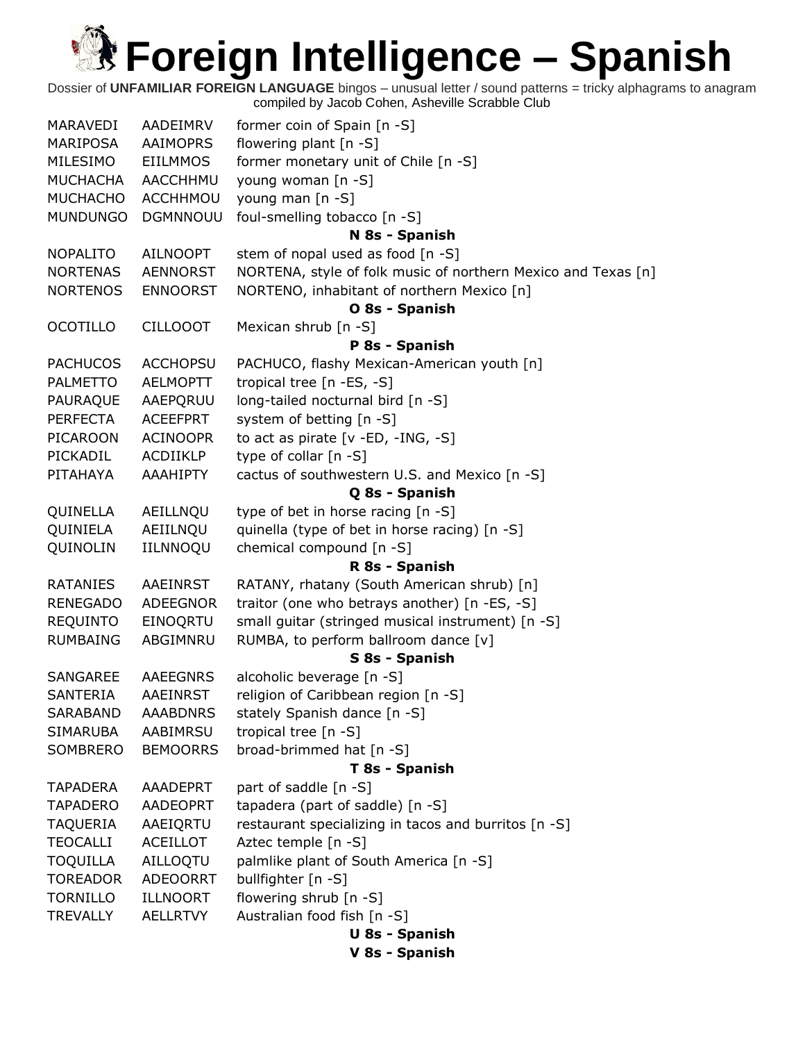# Foreign Intelligence – Spanish

Dossier of **UNFAMILIAR FOREIGN LANGUAGE** bingos – unusual letter / sound patterns = tricky alphagrams to anagram
compiled by Jacob Cohen, Asheville Scrabble Club

| | | |
|---|---|---|
| MARAVEDI | AADEIMRV | former coin of Spain [n -S] |
| MARIPOSA | AAIMOPRS | flowering plant [n -S] |
| MILESIMO | EIILMMOS | former monetary unit of Chile [n -S] |
| MUCHACHA | AACCHHMU | young woman [n -S] |
| MUCHACHO | ACCHHMOU | young man [n -S] |
| MUNDUNGO | DGMNNOUU | foul-smelling tobacco [n -S] |
| | | **N 8s - Spanish** |
| NOPALITO | AILNOOPT | stem of nopal used as food [n -S] |
| NORTENAS | AENNORST | NORTENA, style of folk music of northern Mexico and Texas [n] |
| NORTENOS | ENNOORST | NORTENO, inhabitant of northern Mexico [n] |
| | | **O 8s - Spanish** |
| OCOTILLO | CILLOOOT | Mexican shrub [n -S] |
| | | **P 8s - Spanish** |
| PACHUCOS | ACCHOPSU | PACHUCO, flashy Mexican-American youth [n] |
| PALMETTO | AELMOPTT | tropical tree [n -ES, -S] |
| PAURAQUE | AAEPQRUU | long-tailed nocturnal bird [n -S] |
| PERFECTA | ACEEFPRT | system of betting [n -S] |
| PICAROON | ACINOOPR | to act as pirate [v -ED, -ING, -S] |
| PICKADIL | ACDIIKLP | type of collar [n -S] |
| PITAHAYA | AAAHIPTY | cactus of southwestern U.S. and Mexico [n -S] |
| | | **Q 8s - Spanish** |
| QUINELLA | AEILLNQU | type of bet in horse racing [n -S] |
| QUINIELA | AEIILNQU | quinella (type of bet in horse racing) [n -S] |
| QUINOLIN | IILNNOQU | chemical compound [n -S] |
| | | **R 8s - Spanish** |
| RATANIES | AAEINRST | RATANY, rhatany (South American shrub) [n] |
| RENEGADO | ADEEGNOR | traitor (one who betrays another) [n -ES, -S] |
| REQUINTO | EINOQRTU | small guitar (stringed musical instrument) [n -S] |
| RUMBAING | ABGIMNRU | RUMBA, to perform ballroom dance [v] |
| | | **S 8s - Spanish** |
| SANGAREE | AAEEGNRS | alcoholic beverage [n -S] |
| SANTERIA | AAEINRST | religion of Caribbean region [n -S] |
| SARABAND | AAABDNRS | stately Spanish dance [n -S] |
| SIMARUBA | AABIMRSU | tropical tree [n -S] |
| SOMBRERO | BEMOORRS | broad-brimmed hat [n -S] |
| | | **T 8s - Spanish** |
| TAPADERA | AAADEPRT | part of saddle [n -S] |
| TAPADERO | AADEOPRT | tapadera (part of saddle) [n -S] |
| TAQUERIA | AAEIQRTU | restaurant specializing in tacos and burritos [n -S] |
| TEOCALLI | ACEILLOT | Aztec temple [n -S] |
| TOQUILLA | AILLOQTU | palmlike plant of South America [n -S] |
| TOREADOR | ADEOORRT | bullfighter [n -S] |
| TORNILLO | ILLNOORT | flowering shrub [n -S] |
| TREVALLY | AELLRTVY | Australian food fish [n -S] |
| | | **U 8s - Spanish** |
| | | **V 8s - Spanish** |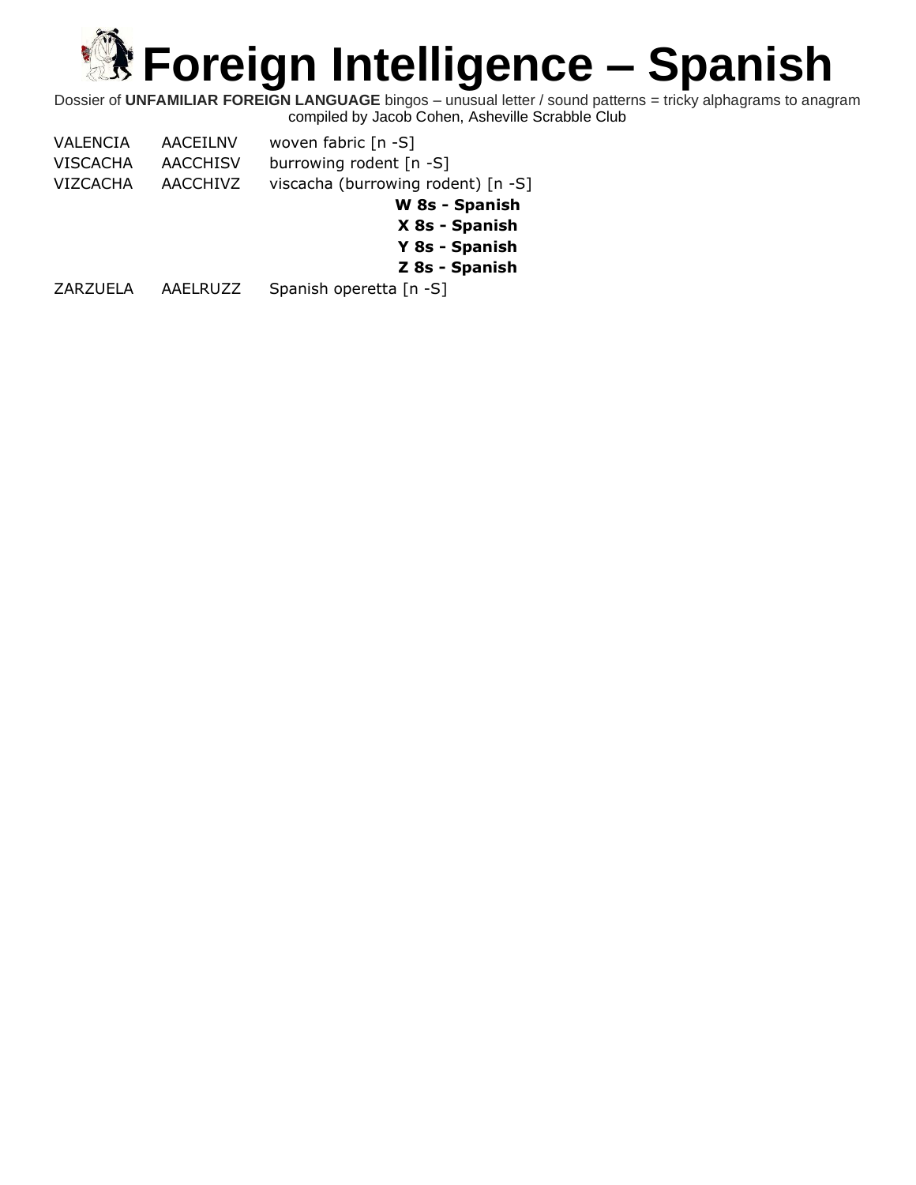# Foreign Intelligence – Spanish

Dossier of **UNFAMILIAR FOREIGN LANGUAGE** bingos – unusual letter / sound patterns = tricky alphagrams to anagram
compiled by Jacob Cohen, Asheville Scrabble Club

| | | |
|---|---|---|
| VALENCIA | AACEILNV | woven fabric [n -S] |
| VISCACHA | AACCHISV | burrowing rodent [n -S] |
| VIZCACHA | AACCHIVZ | viscacha (burrowing rodent) [n -S] |
| | | **W 8s - Spanish** |
| | | **X 8s - Spanish** |
| | | **Y 8s - Spanish** |
| | | **Z 8s - Spanish** |
| ZARZUELA | AAELRUZZ | Spanish operetta [n -S] |